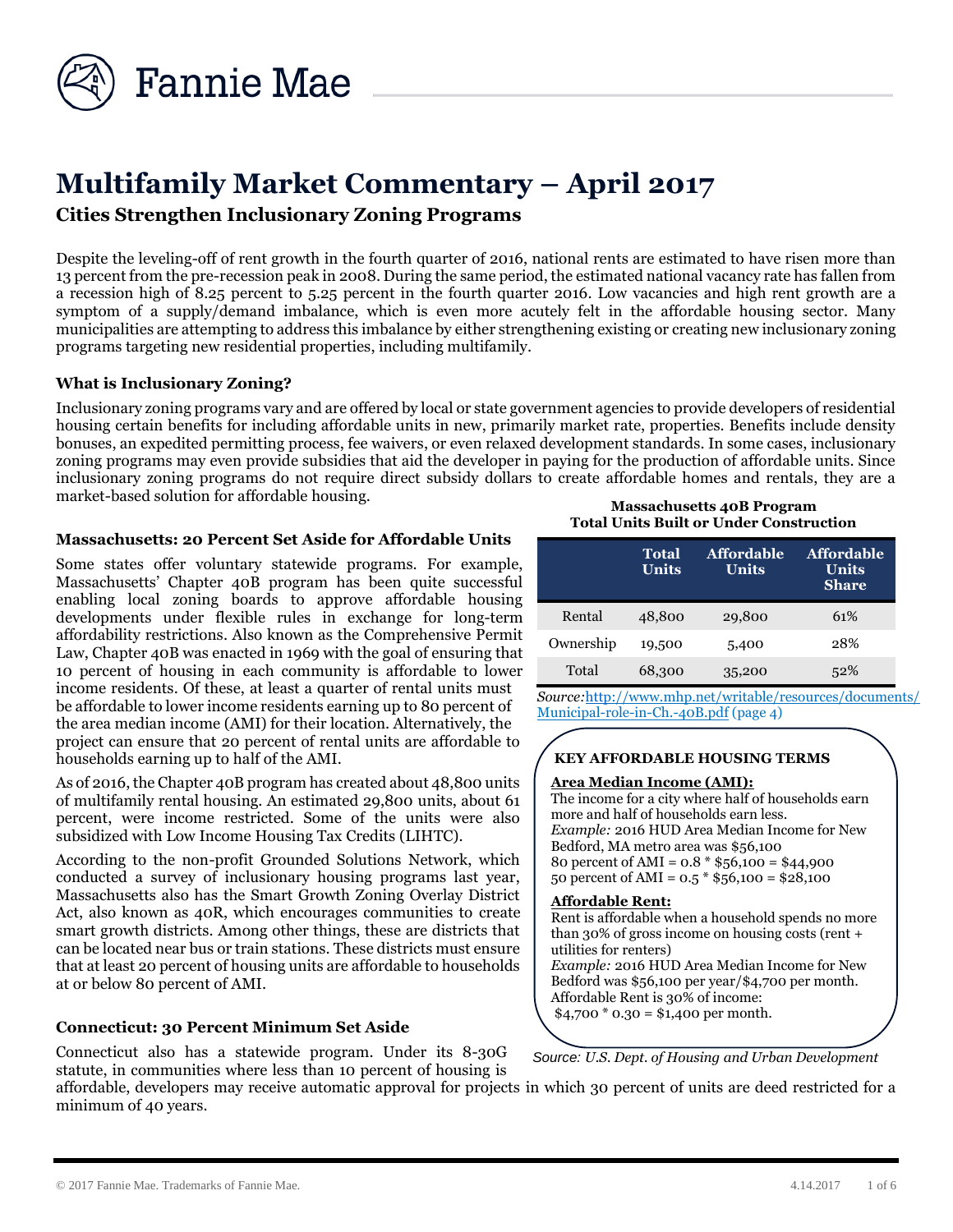# Multifamily Market Commentary – April 2017

## Cities Strengthen Inclusionary Zoning Programs

Despite the leveling-off of rent growth in the fourth quarter of 2016, national rents are estimated to have risen more than 13 percent from the pre-recession peak in 2008. During the same period, the estimated national vacancy rate has fallen from a recession high of 8.25 percent to 5.25 percent in the fourth quarter 2016. Low vacancies and high rent growth are a symptom of a supply/demand imbalance, which is even more acutely felt in the affordable housing sector. Many municipalities are attempting to address this imbalance by either strengthening existing or creating new inclusionary zoning programs targeting new residential properties, including multifamily.

### What is Inclusionary Zoning?

Inclusionary zoning programs vary and are offered by local or state government agencies to provide developers of residential housing certain benefits for including affordable units in new, primarily market rate, properties. Benefits include density bonuses, an expedited permitting process, fee waivers, or even relaxed development standards. In some cases, inclusionary zoning programs may even provide subsidies that aid the developer in paying for the production of affordable units. Since inclusionary zoning programs do not require direct subsidy dollars to create affordable homes and rentals, they are a market-based solution for affordable housing.

### Massachusetts: 20 Percent Set Aside for Affordable Units

Some states offer voluntary statewide programs. For example, Massachusetts' Chapter 40B program has been quite successful enabling local zoning boards to approve affordable housing developments under flexible rules in exchange for long-term affordability restrictions. Also known as the Comprehensive Permit Law, Chapter 40B was enacted in 1969 with the goal of ensuring that 10 percent of housing in each community is affordable to lower income residents. Of these, at least a quarter of rental units must be affordable to lower income residents earning up to 80 percent of the area median income (AMI) for their location. Alternatively, the project can ensure that 20 percent of rental units are affordable to households earning up to half of the AMI.

As of 2016, the Chapter 40B program has created about 48,800 units of multifamily rental housing. An estimated 29,800 units, about 61 percent, were income restricted. Some of the units were also subsidized with Low Income Housing Tax Credits (LIHTC).

According to the non-profit Grounded Solutions Network, which conducted a survey of inclusionary housing programs last year, Massachusetts also has the Smart Growth Zoning Overlay District Act, also known as 40R, which encourages communities to create smart growth districts. Among other things, these are districts that can be located near bus or train stations. These districts must ensure that at least 20 percent of housing units are affordable to households at or below 80 percent of AMI.

**Massachusetts 40B Program**
**Total Units Built or Under Construction**

| | Total Units | Affordable Units | Affordable Units Share |
|---|---|---|---|
| Rental | 48,800 | 29,800 | 61% |
| Ownership | 19,500 | 5,400 | 28% |
| Total | 68,300 | 35,200 | 52% |

*Source:* http://www.mhp.net/writable/resources/documents/Municipal-role-in-Ch.-40B.pdf (page 4)

**KEY AFFORDABLE HOUSING TERMS**

**Area Median Income (AMI):**
The income for a city where half of households earn more and half of households earn less.
*Example:* 2016 HUD Area Median Income for New Bedford, MA metro area was $56,100
80 percent of AMI = 0.8 * $56,100 = $44,900
50 percent of AMI = 0.5 * $56,100 = $28,100

**Affordable Rent:**
Rent is affordable when a household spends no more than 30% of gross income on housing costs (rent + utilities for renters)
*Example:* 2016 HUD Area Median Income for New Bedford was $56,100 per year/$4,700 per month. Affordable Rent is 30% of income:
$4,700 * 0.30 = $1,400 per month.

*Source: U.S. Dept. of Housing and Urban Development*

### Connecticut: 30 Percent Minimum Set Aside

Connecticut also has a statewide program. Under its 8-30G statute, in communities where less than 10 percent of housing is affordable, developers may receive automatic approval for projects in which 30 percent of units are deed restricted for a minimum of 40 years.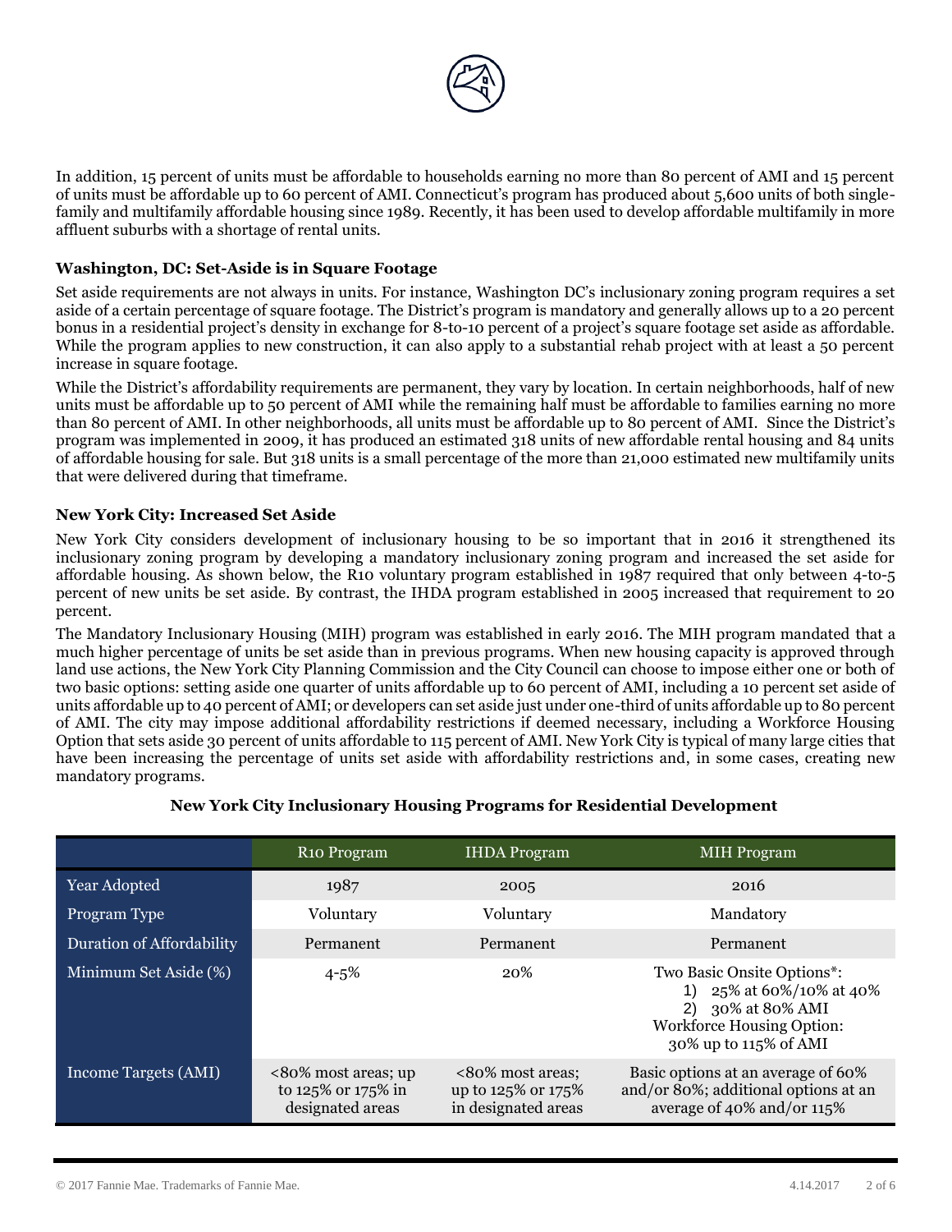In addition, 15 percent of units must be affordable to households earning no more than 80 percent of AMI and 15 percent of units must be affordable up to 60 percent of AMI. Connecticut's program has produced about 5,600 units of both single-family and multifamily affordable housing since 1989. Recently, it has been used to develop affordable multifamily in more affluent suburbs with a shortage of rental units.

### Washington, DC: Set-Aside is in Square Footage

Set aside requirements are not always in units. For instance, Washington DC's inclusionary zoning program requires a set aside of a certain percentage of square footage. The District's program is mandatory and generally allows up to a 20 percent bonus in a residential project's density in exchange for 8-to-10 percent of a project's square footage set aside as affordable. While the program applies to new construction, it can also apply to a substantial rehab project with at least a 50 percent increase in square footage.

While the District's affordability requirements are permanent, they vary by location. In certain neighborhoods, half of new units must be affordable up to 50 percent of AMI while the remaining half must be affordable to families earning no more than 80 percent of AMI. In other neighborhoods, all units must be affordable up to 80 percent of AMI. Since the District's program was implemented in 2009, it has produced an estimated 318 units of new affordable rental housing and 84 units of affordable housing for sale. But 318 units is a small percentage of the more than 21,000 estimated new multifamily units that were delivered during that timeframe.

### New York City: Increased Set Aside

New York City considers development of inclusionary housing to be so important that in 2016 it strengthened its inclusionary zoning program by developing a mandatory inclusionary zoning program and increased the set aside for affordable housing. As shown below, the R10 voluntary program established in 1987 required that only between 4-to-5 percent of new units be set aside. By contrast, the IHDA program established in 2005 increased that requirement to 20 percent.

The Mandatory Inclusionary Housing (MIH) program was established in early 2016. The MIH program mandated that a much higher percentage of units be set aside than in previous programs. When new housing capacity is approved through land use actions, the New York City Planning Commission and the City Council can choose to impose either one or both of two basic options: setting aside one quarter of units affordable up to 60 percent of AMI, including a 10 percent set aside of units affordable up to 40 percent of AMI; or developers can set aside just under one-third of units affordable up to 80 percent of AMI. The city may impose additional affordability restrictions if deemed necessary, including a Workforce Housing Option that sets aside 30 percent of units affordable to 115 percent of AMI. New York City is typical of many large cities that have been increasing the percentage of units set aside with affordability restrictions and, in some cases, creating new mandatory programs.

**New York City Inclusionary Housing Programs for Residential Development**

| | R10 Program | IHDA Program | MIH Program |
|---|---|---|---|
| Year Adopted | 1987 | 2005 | 2016 |
| Program Type | Voluntary | Voluntary | Mandatory |
| Duration of Affordability | Permanent | Permanent | Permanent |
| Minimum Set Aside (%) | 4-5% | 20% | Two Basic Onsite Options*: 1) 25% at 60%/10% at 40% 2) 30% at 80% AMI Workforce Housing Option: 30% up to 115% of AMI |
| Income Targets (AMI) | <80% most areas; up to 125% or 175% in designated areas | <80% most areas; up to 125% or 175% in designated areas | Basic options at an average of 60% and/or 80%; additional options at an average of 40% and/or 115% |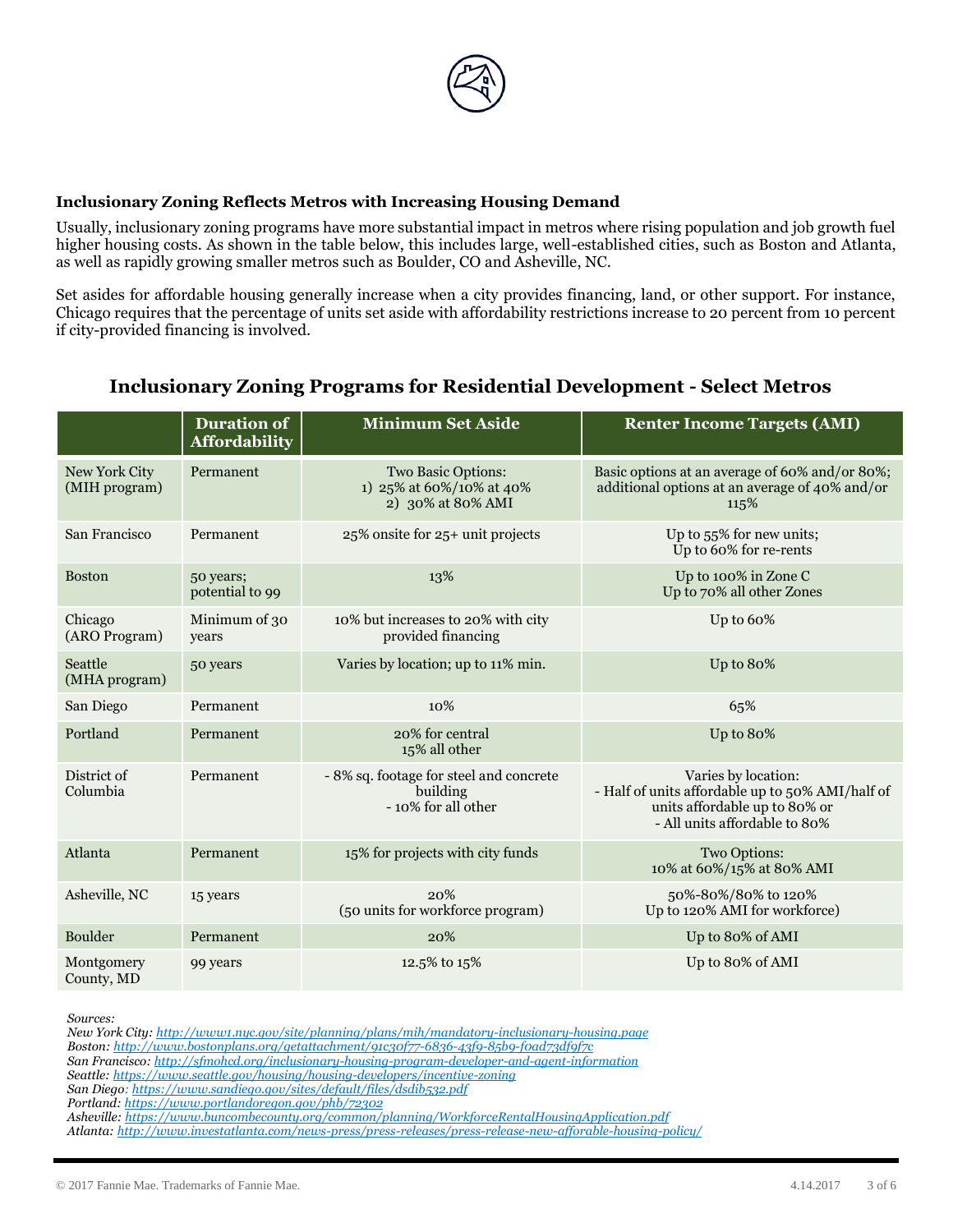**Inclusionary Zoning Reflects Metros with Increasing Housing Demand**

Usually, inclusionary zoning programs have more substantial impact in metros where rising population and job growth fuel higher housing costs. As shown in the table below, this includes large, well-established cities, such as Boston and Atlanta, as well as rapidly growing smaller metros such as Boulder, CO and Asheville, NC.

Set asides for affordable housing generally increase when a city provides financing, land, or other support. For instance, Chicago requires that the percentage of units set aside with affordability restrictions increase to 20 percent from 10 percent if city-provided financing is involved.

## Inclusionary Zoning Programs for Residential Development - Select Metros

| | Duration of Affordability | Minimum Set Aside | Renter Income Targets (AMI) |
|---|---|---|---|
| New York City (MIH program) | Permanent | Two Basic Options: 1) 25% at 60%/10% at 40% 2) 30% at 80% AMI | Basic options at an average of 60% and/or 80%; additional options at an average of 40% and/or 115% |
| San Francisco | Permanent | 25% onsite for 25+ unit projects | Up to 55% for new units; Up to 60% for re-rents |
| Boston | 50 years; potential to 99 | 13% | Up to 100% in Zone C Up to 70% all other Zones |
| Chicago (ARO Program) | Minimum of 30 years | 10% but increases to 20% with city provided financing | Up to 60% |
| Seattle (MHA program) | 50 years | Varies by location; up to 11% min. | Up to 80% |
| San Diego | Permanent | 10% | 65% |
| Portland | Permanent | 20% for central 15% all other | Up to 80% |
| District of Columbia | Permanent | - 8% sq. footage for steel and concrete building - 10% for all other | Varies by location: - Half of units affordable up to 50% AMI/half of units affordable up to 80% or - All units affordable to 80% |
| Atlanta | Permanent | 15% for projects with city funds | Two Options: 10% at 60%/15% at 80% AMI |
| Asheville, NC | 15 years | 20% (50 units for workforce program) | 50%-80%/80% to 120% Up to 120% AMI for workforce) |
| Boulder | Permanent | 20% | Up to 80% of AMI |
| Montgomery County, MD | 99 years | 12.5% to 15% | Up to 80% of AMI |

*Sources:*
*New York City: http://www1.nyc.gov/site/planning/plans/mih/mandatory-inclusionary-housing.page*
*Boston: http://www.bostonplans.org/getattachment/91c30f77-6836-43f9-85b9-f0ad73df9f7c*
*San Francisco: http://sfmohcd.org/inclusionary-housing-program-developer-and-agent-information*
*Seattle: https://www.seattle.gov/housing/housing-developers/incentive-zoning*
*San Diego: https://www.sandiego.gov/sites/default/files/dsdib532.pdf*
*Portland: https://www.portlandoregon.gov/phb/72302*
*Asheville: https://www.buncombecounty.org/common/planning/WorkforceRentalHousingApplication.pdf*
*Atlanta: http://www.investatlanta.com/news-press/press-releases/press-release-new-afforable-housing-policy/*

© 2017 Fannie Mae. Trademarks of Fannie Mae.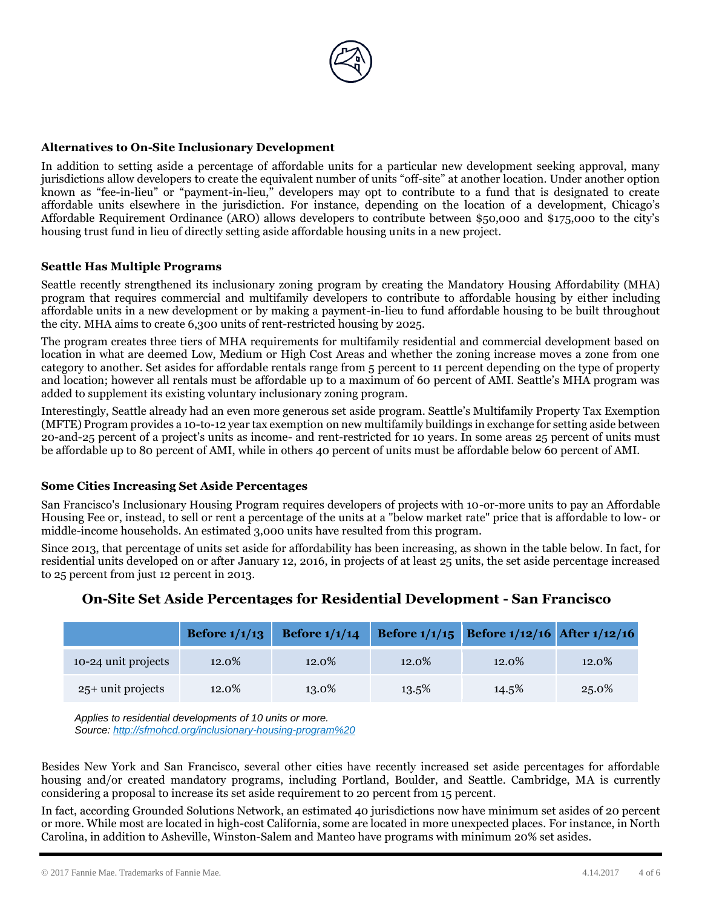### Alternatives to On-Site Inclusionary Development

In addition to setting aside a percentage of affordable units for a particular new development seeking approval, many jurisdictions allow developers to create the equivalent number of units "off-site" at another location. Under another option known as "fee-in-lieu" or "payment-in-lieu," developers may opt to contribute to a fund that is designated to create affordable units elsewhere in the jurisdiction. For instance, depending on the location of a development, Chicago's Affordable Requirement Ordinance (ARO) allows developers to contribute between $50,000 and $175,000 to the city's housing trust fund in lieu of directly setting aside affordable housing units in a new project.

### Seattle Has Multiple Programs

Seattle recently strengthened its inclusionary zoning program by creating the Mandatory Housing Affordability (MHA) program that requires commercial and multifamily developers to contribute to affordable housing by either including affordable units in a new development or by making a payment-in-lieu to fund affordable housing to be built throughout the city. MHA aims to create 6,300 units of rent-restricted housing by 2025.

The program creates three tiers of MHA requirements for multifamily residential and commercial development based on location in what are deemed Low, Medium or High Cost Areas and whether the zoning increase moves a zone from one category to another. Set asides for affordable rentals range from 5 percent to 11 percent depending on the type of property and location; however all rentals must be affordable up to a maximum of 60 percent of AMI. Seattle's MHA program was added to supplement its existing voluntary inclusionary zoning program.

Interestingly, Seattle already had an even more generous set aside program. Seattle's Multifamily Property Tax Exemption (MFTE) Program provides a 10-to-12 year tax exemption on new multifamily buildings in exchange for setting aside between 20-and-25 percent of a project's units as income- and rent-restricted for 10 years. In some areas 25 percent of units must be affordable up to 80 percent of AMI, while in others 40 percent of units must be affordable below 60 percent of AMI.

### Some Cities Increasing Set Aside Percentages

San Francisco's Inclusionary Housing Program requires developers of projects with 10-or-more units to pay an Affordable Housing Fee or, instead, to sell or rent a percentage of the units at a "below market rate" price that is affordable to low- or middle-income households. An estimated 3,000 units have resulted from this program.

Since 2013, that percentage of units set aside for affordability has been increasing, as shown in the table below. In fact, for residential units developed on or after January 12, 2016, in projects of at least 25 units, the set aside percentage increased to 25 percent from just 12 percent in 2013.

**On-Site Set Aside Percentages for Residential Development - San Francisco**

| | Before 1/1/13 | Before 1/1/14 | Before 1/1/15 | Before 1/12/16 | After 1/12/16 |
|---|---|---|---|---|---|
| 10-24 unit projects | 12.0% | 12.0% | 12.0% | 12.0% | 12.0% |
| 25+ unit projects | 12.0% | 13.0% | 13.5% | 14.5% | 25.0% |

*Applies to residential developments of 10 units or more.*
*Source: [http://sfmohcd.org/inclusionary-housing-program%20](http://sfmohcd.org/inclusionary-housing-program%20)*

Besides New York and San Francisco, several other cities have recently increased set aside percentages for affordable housing and/or created mandatory programs, including Portland, Boulder, and Seattle. Cambridge, MA is currently considering a proposal to increase its set aside requirement to 20 percent from 15 percent.

In fact, according Grounded Solutions Network, an estimated 40 jurisdictions now have minimum set asides of 20 percent or more. While most are located in high-cost California, some are located in more unexpected places. For instance, in North Carolina, in addition to Asheville, Winston-Salem and Manteo have programs with minimum 20% set asides.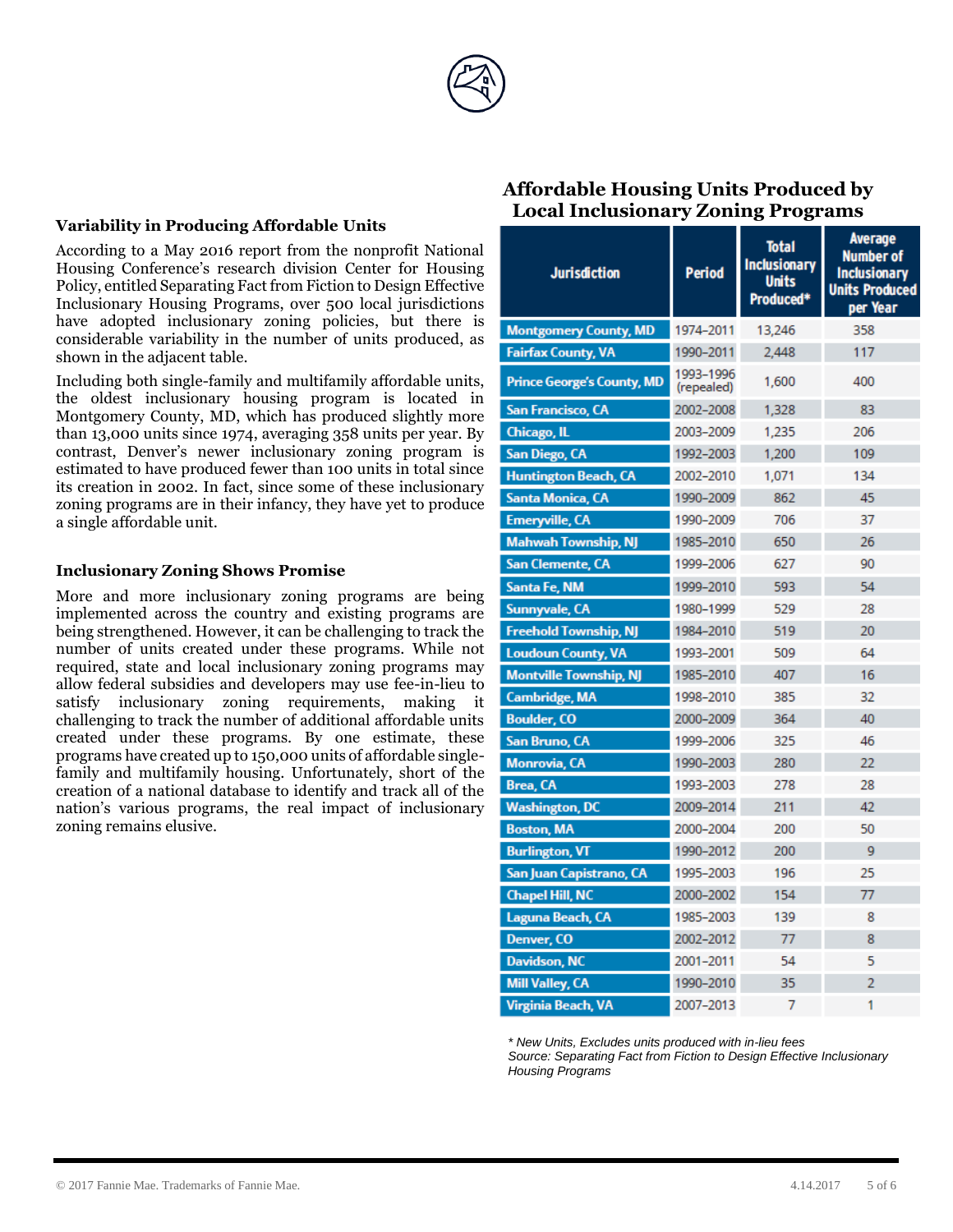### Variability in Producing Affordable Units

According to a May 2016 report from the nonprofit National Housing Conference's research division Center for Housing Policy, entitled Separating Fact from Fiction to Design Effective Inclusionary Housing Programs, over 500 local jurisdictions have adopted inclusionary zoning policies, but there is considerable variability in the number of units produced, as shown in the adjacent table.

Including both single-family and multifamily affordable units, the oldest inclusionary housing program is located in Montgomery County, MD, which has produced slightly more than 13,000 units since 1974, averaging 358 units per year. By contrast, Denver's newer inclusionary zoning program is estimated to have produced fewer than 100 units in total since its creation in 2002. In fact, since some of these inclusionary zoning programs are in their infancy, they have yet to produce a single affordable unit.

### Inclusionary Zoning Shows Promise

More and more inclusionary zoning programs are being implemented across the country and existing programs are being strengthened. However, it can be challenging to track the number of units created under these programs. While not required, state and local inclusionary zoning programs may allow federal subsidies and developers may use fee-in-lieu to satisfy inclusionary zoning requirements, making it challenging to track the number of additional affordable units created under these programs. By one estimate, these programs have created up to 150,000 units of affordable single-family and multifamily housing. Unfortunately, short of the creation of a national database to identify and track all of the nation's various programs, the real impact of inclusionary zoning remains elusive.

## Affordable Housing Units Produced by Local Inclusionary Zoning Programs

| Jurisdiction | Period | Total Inclusionary Units Produced* | Average Number of Inclusionary Units Produced per Year |
|---|---|---|---|
| Montgomery County, MD | 1974–2011 | 13,246 | 358 |
| Fairfax County, VA | 1990–2011 | 2,448 | 117 |
| Prince George's County, MD | 1993–1996 (repealed) | 1,600 | 400 |
| San Francisco, CA | 2002–2008 | 1,328 | 83 |
| Chicago, IL | 2003–2009 | 1,235 | 206 |
| San Diego, CA | 1992–2003 | 1,200 | 109 |
| Huntington Beach, CA | 2002–2010 | 1,071 | 134 |
| Santa Monica, CA | 1990–2009 | 862 | 45 |
| Emeryville, CA | 1990–2009 | 706 | 37 |
| Mahwah Township, NJ | 1985–2010 | 650 | 26 |
| San Clemente, CA | 1999–2006 | 627 | 90 |
| Santa Fe, NM | 1999–2010 | 593 | 54 |
| Sunnyvale, CA | 1980–1999 | 529 | 28 |
| Freehold Township, NJ | 1984–2010 | 519 | 20 |
| Loudoun County, VA | 1993–2001 | 509 | 64 |
| Montville Township, NJ | 1985–2010 | 407 | 16 |
| Cambridge, MA | 1998–2010 | 385 | 32 |
| Boulder, CO | 2000–2009 | 364 | 40 |
| San Bruno, CA | 1999–2006 | 325 | 46 |
| Monrovia, CA | 1990–2003 | 280 | 22 |
| Brea, CA | 1993–2003 | 278 | 28 |
| Washington, DC | 2009–2014 | 211 | 42 |
| Boston, MA | 2000–2004 | 200 | 50 |
| Burlington, VT | 1990–2012 | 200 | 9 |
| San Juan Capistrano, CA | 1995–2003 | 196 | 25 |
| Chapel Hill, NC | 2000–2002 | 154 | 77 |
| Laguna Beach, CA | 1985–2003 | 139 | 8 |
| Denver, CO | 2002–2012 | 77 | 8 |
| Davidson, NC | 2001–2011 | 54 | 5 |
| Mill Valley, CA | 1990–2010 | 35 | 2 |
| Virginia Beach, VA | 2007–2013 | 7 | 1 |

*\* New Units, Excludes units produced with in-lieu fees*
*Source: Separating Fact from Fiction to Design Effective Inclusionary Housing Programs*

© 2017 Fannie Mae. Trademarks of Fannie Mae.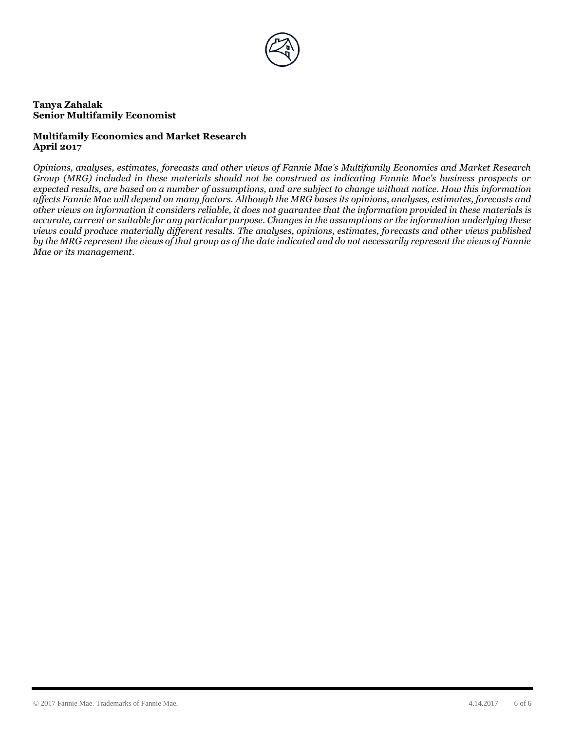**Tanya Zahalak**
**Senior Multifamily Economist**

**Multifamily Economics and Market Research**
**April 2017**

*Opinions, analyses, estimates, forecasts and other views of Fannie Mae's Multifamily Economics and Market Research Group (MRG) included in these materials should not be construed as indicating Fannie Mae's business prospects or expected results, are based on a number of assumptions, and are subject to change without notice. How this information affects Fannie Mae will depend on many factors. Although the MRG bases its opinions, analyses, estimates, forecasts and other views on information it considers reliable, it does not guarantee that the information provided in these materials is accurate, current or suitable for any particular purpose. Changes in the assumptions or the information underlying these views could produce materially different results. The analyses, opinions, estimates, forecasts and other views published by the MRG represent the views of that group as of the date indicated and do not necessarily represent the views of Fannie Mae or its management.*